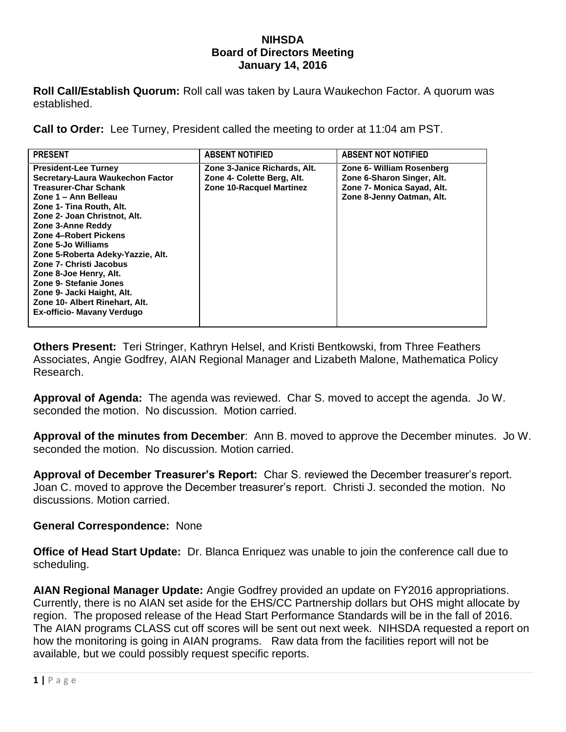# NIHSDA
## Board of Directors Meeting
### January 14, 2016

**Roll Call/Establish Quorum:** Roll call was taken by Laura Waukechon Factor. A quorum was established.

**Call to Order:** Lee Turney, President called the meeting to order at 11:04 am PST.

| PRESENT | ABSENT NOTIFIED | ABSENT NOT NOTIFIED |
|---|---|---|
| **President-Lee Turney**<br>**Secretary-Laura Waukechon Factor**<br>**Treasurer-Char Schank**<br>**Zone 1 – Ann Belleau**<br>**Zone 1- Tina Routh, Alt.**<br>**Zone 2- Joan Christnot, Alt.**<br>**Zone 3-Anne Reddy**<br>**Zone 4–Robert Pickens**<br>**Zone 5-Jo Williams**<br>**Zone 5-Roberta Adeky-Yazzie, Alt.**<br>**Zone 7- Christi Jacobus**<br>**Zone 8-Joe Henry, Alt.**<br>**Zone 9- Stefanie Jones**<br>**Zone 9- Jacki Haight, Alt.**<br>**Zone 10- Albert Rinehart, Alt.**<br>**Ex-officio- Mavany Verdugo** | **Zone 3-Janice Richards, Alt.**<br>**Zone 4- Colette Berg, Alt.**<br>**Zone 10-Racquel Martinez** | **Zone 6- William Rosenberg**<br>**Zone 6-Sharon Singer, Alt.**<br>**Zone 7- Monica Sayad, Alt.**<br>**Zone 8-Jenny Oatman, Alt.** |

**Others Present:** Teri Stringer, Kathryn Helsel, and Kristi Bentkowski, from Three Feathers Associates, Angie Godfrey, AIAN Regional Manager and Lizabeth Malone, Mathematica Policy Research.

**Approval of Agenda:** The agenda was reviewed. Char S. moved to accept the agenda. Jo W. seconded the motion. No discussion. Motion carried.

**Approval of the minutes from December**: Ann B. moved to approve the December minutes. Jo W. seconded the motion. No discussion. Motion carried.

**Approval of December Treasurer's Report:** Char S. reviewed the December treasurer's report. Joan C. moved to approve the December treasurer's report. Christi J. seconded the motion. No discussions. Motion carried.

**General Correspondence:** None

**Office of Head Start Update:** Dr. Blanca Enriquez was unable to join the conference call due to scheduling.

**AIAN Regional Manager Update:** Angie Godfrey provided an update on FY2016 appropriations. Currently, there is no AIAN set aside for the EHS/CC Partnership dollars but OHS might allocate by region. The proposed release of the Head Start Performance Standards will be in the fall of 2016. The AIAN programs CLASS cut off scores will be sent out next week. NIHSDA requested a report on how the monitoring is going in AIAN programs. Raw data from the facilities report will not be available, but we could possibly request specific reports.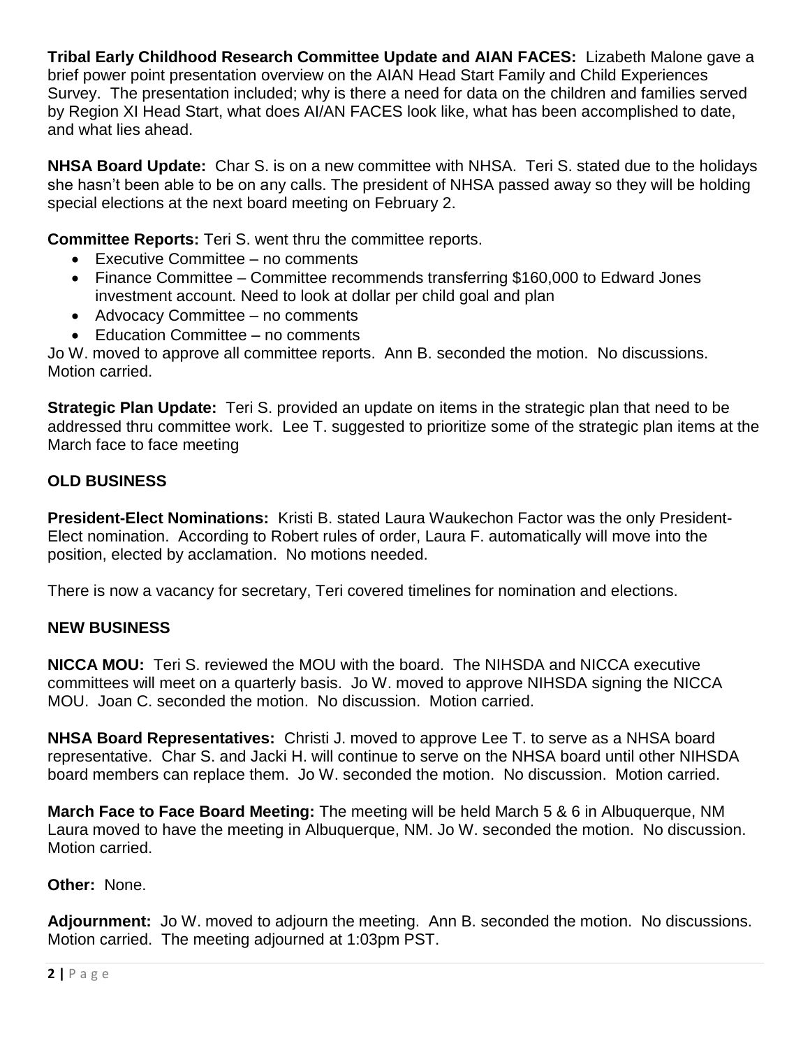**Tribal Early Childhood Research Committee Update and AIAN FACES:** Lizabeth Malone gave a brief power point presentation overview on the AIAN Head Start Family and Child Experiences Survey. The presentation included; why is there a need for data on the children and families served by Region XI Head Start, what does AI/AN FACES look like, what has been accomplished to date, and what lies ahead.

**NHSA Board Update:** Char S. is on a new committee with NHSA. Teri S. stated due to the holidays she hasn't been able to be on any calls. The president of NHSA passed away so they will be holding special elections at the next board meeting on February 2.

**Committee Reports:** Teri S. went thru the committee reports.

- Executive Committee – no comments
- Finance Committee – Committee recommends transferring $160,000 to Edward Jones investment account. Need to look at dollar per child goal and plan
- Advocacy Committee – no comments
- Education Committee – no comments

Jo W. moved to approve all committee reports. Ann B. seconded the motion. No discussions. Motion carried.

**Strategic Plan Update:** Teri S. provided an update on items in the strategic plan that need to be addressed thru committee work. Lee T. suggested to prioritize some of the strategic plan items at the March face to face meeting

## OLD BUSINESS

**President-Elect Nominations:** Kristi B. stated Laura Waukechon Factor was the only President-Elect nomination. According to Robert rules of order, Laura F. automatically will move into the position, elected by acclamation. No motions needed.

There is now a vacancy for secretary, Teri covered timelines for nomination and elections.

## NEW BUSINESS

**NICCA MOU:** Teri S. reviewed the MOU with the board. The NIHSDA and NICCA executive committees will meet on a quarterly basis. Jo W. moved to approve NIHSDA signing the NICCA MOU. Joan C. seconded the motion. No discussion. Motion carried.

**NHSA Board Representatives:** Christi J. moved to approve Lee T. to serve as a NHSA board representative. Char S. and Jacki H. will continue to serve on the NHSA board until other NIHSDA board members can replace them. Jo W. seconded the motion. No discussion. Motion carried.

**March Face to Face Board Meeting:** The meeting will be held March 5 & 6 in Albuquerque, NM Laura moved to have the meeting in Albuquerque, NM. Jo W. seconded the motion. No discussion. Motion carried.

**Other:** None.

**Adjournment:** Jo W. moved to adjourn the meeting. Ann B. seconded the motion. No discussions. Motion carried. The meeting adjourned at 1:03pm PST.